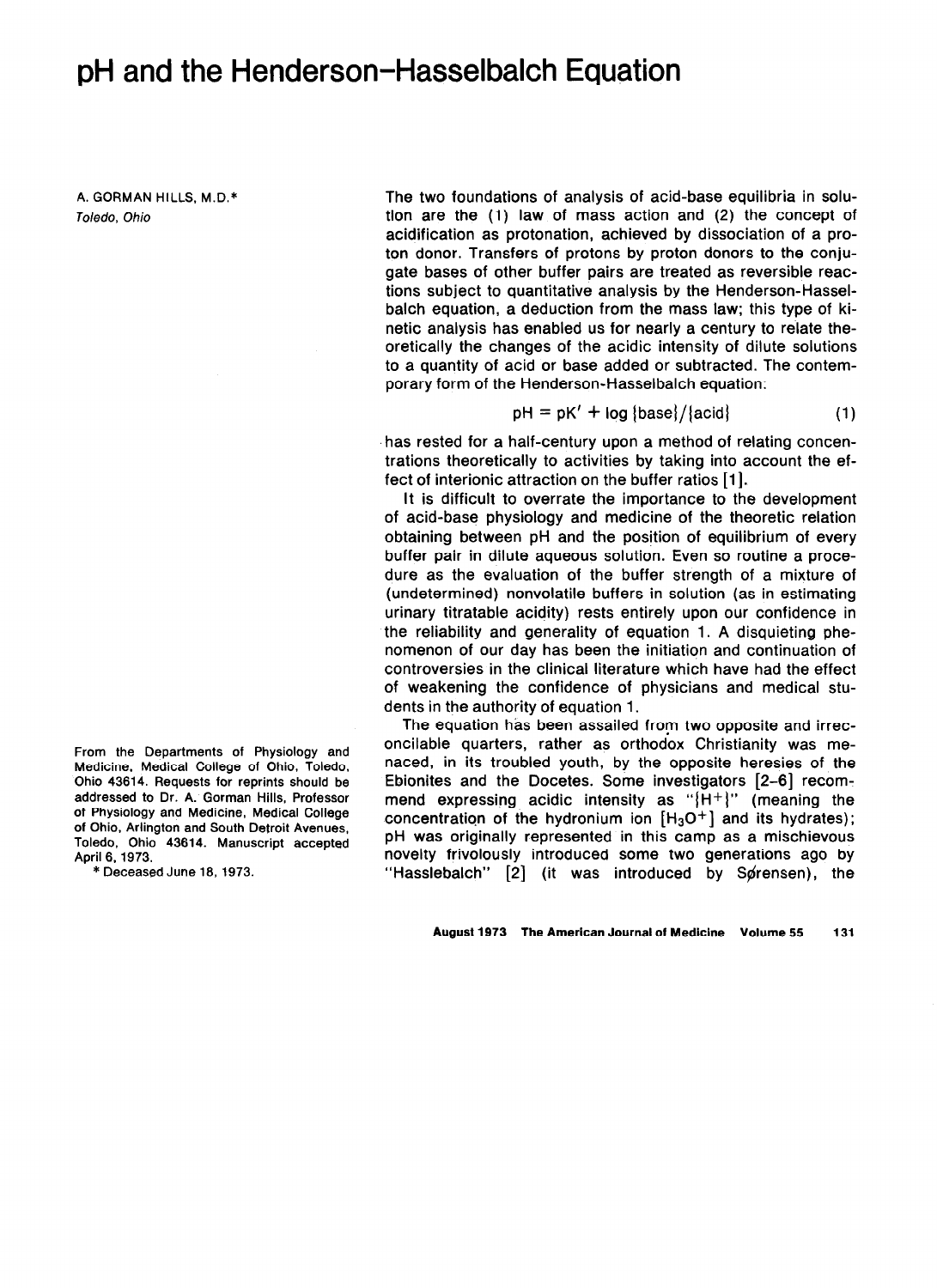# pH and the Henderson–Hasselbalch Equation

A. GORMAN HILLS, M.D.*
*Toledo, Ohio*

From the Departments of Physiology and Medicine, Medical College of Ohio, Toledo, Ohio 43614. Requests for reprints should be addressed to Dr. A. Gorman Hills, Professor of Physiology and Medicine, Medical College of Ohio, Arlington and South Detroit Avenues, Toledo, Ohio 43614. Manuscript accepted April 6, 1973.

* Deceased June 18, 1973.

The two foundations of analysis of acid-base equilibria in solution are the (1) law of mass action and (2) the concept of acidification as protonation, achieved by dissociation of a proton donor. Transfers of protons by proton donors to the conjugate bases of other buffer pairs are treated as reversible reactions subject to quantitative analysis by the Henderson-Hasselbalch equation, a deduction from the mass law; this type of kinetic analysis has enabled us for nearly a century to relate theoretically the changes of the acidic intensity of dilute solutions to a quantity of acid or base added or subtracted. The contemporary form of the Henderson-Hasselbalch equation:

$$pH = pK' + \log \{base\}/\{acid\} \qquad (1)$$

has rested for a half-century upon a method of relating concentrations theoretically to activities by taking into account the effect of interionic attraction on the buffer ratios [1].

It is difficult to overrate the importance to the development of acid-base physiology and medicine of the theoretic relation obtaining between pH and the position of equilibrium of every buffer pair in dilute aqueous solution. Even so routine a procedure as the evaluation of the buffer strength of a mixture of (undetermined) nonvolatile buffers in solution (as in estimating urinary titratable acidity) rests entirely upon our confidence in the reliability and generality of equation 1. A disquieting phenomenon of our day has been the initiation and continuation of controversies in the clinical literature which have had the effect of weakening the confidence of physicians and medical students in the authority of equation 1.

The equation has been assailed from two opposite and irreconcilable quarters, rather as orthodox Christianity was menaced, in its troubled youth, by the opposite heresies of the Ebionites and the Docetes. Some investigators [2–6] recommend expressing acidic intensity as "$\{H^+\}$" (meaning the concentration of the hydronium ion $[H_3O^+]$ and its hydrates); pH was originally represented in this camp as a mischievous novelty frivolously introduced some two generations ago by "Hasslebalch" [2] (it was introduced by Sørensen), the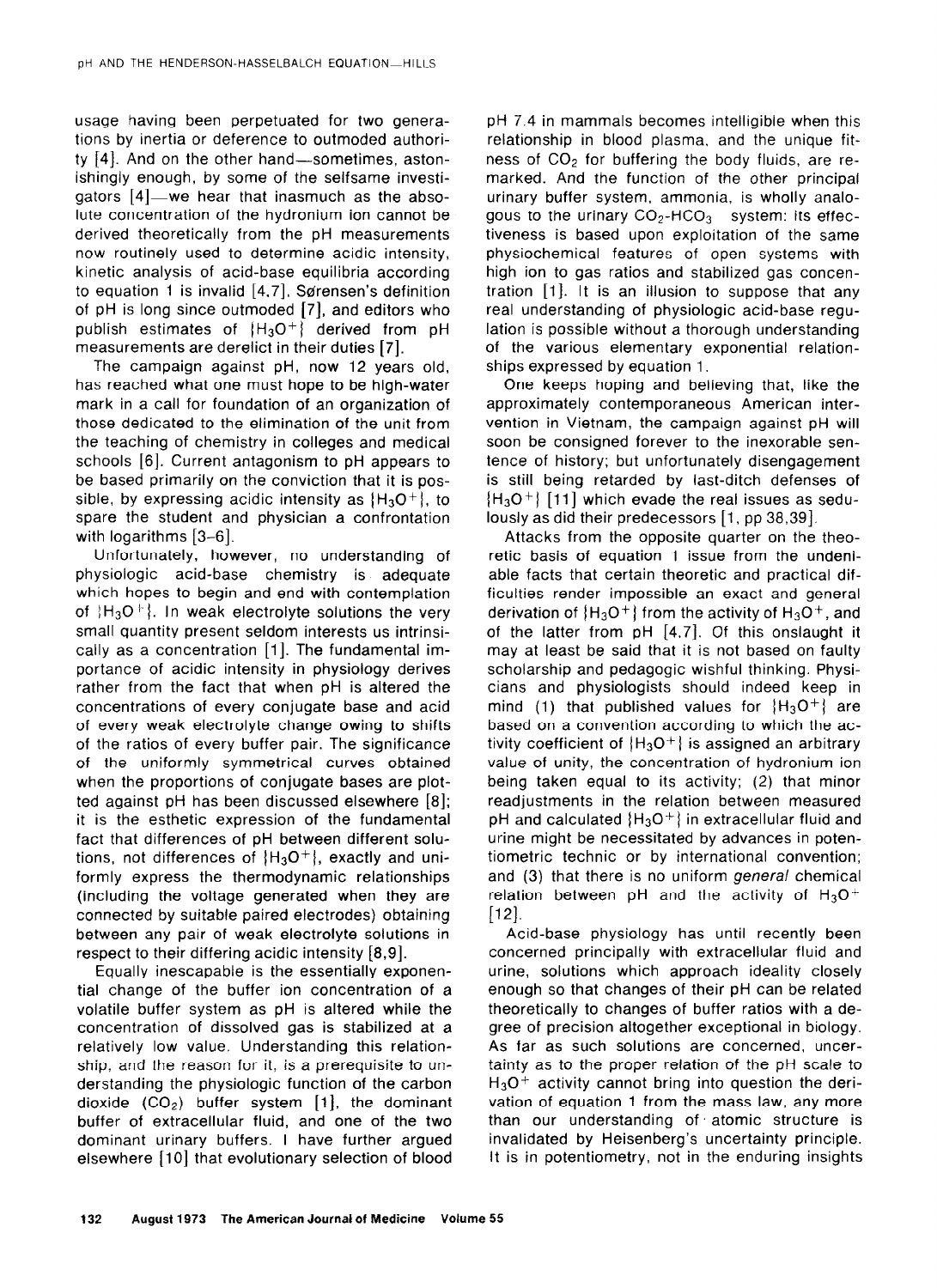usage having been perpetuated for two generations by inertia or deference to outmoded authority [4]. And on the other hand—sometimes, astonishingly enough, by some of the selfsame investigators [4]—we hear that inasmuch as the absolute concentration of the hydronium ion cannot be derived theoretically from the pH measurements now routinely used to determine acidic intensity, kinetic analysis of acid-base equilibria according to equation 1 is invalid [4,7], Sørensen's definition of pH is long since outmoded [7], and editors who publish estimates of $\{H_3O^+\}$ derived from pH measurements are derelict in their duties [7].

The campaign against pH, now 12 years old, has reached what one must hope to be high-water mark in a call for foundation of an organization of those dedicated to the elimination of the unit from the teaching of chemistry in colleges and medical schools [6]. Current antagonism to pH appears to be based primarily on the conviction that it is possible, by expressing acidic intensity as $\{H_3O^+\}$, to spare the student and physician a confrontation with logarithms [3–6].

Unfortunately, however, no understanding of physiologic acid-base chemistry is adequate which hopes to begin and end with contemplation of $\{H_3O^+\}$. In weak electrolyte solutions the very small quantity present seldom interests us intrinsically as a concentration [1]. The fundamental importance of acidic intensity in physiology derives rather from the fact that when pH is altered the concentrations of every conjugate base and acid of every weak electrolyte change owing to shifts of the ratios of every buffer pair. The significance of the uniformly symmetrical curves obtained when the proportions of conjugate bases are plotted against pH has been discussed elsewhere [8]; it is the esthetic expression of the fundamental fact that differences of pH between different solutions, not differences of $\{H_3O^+\}$, exactly and uniformly express the thermodynamic relationships (including the voltage generated when they are connected by suitable paired electrodes) obtaining between any pair of weak electrolyte solutions in respect to their differing acidic intensity [8,9].

Equally inescapable is the essentially exponential change of the buffer ion concentration of a volatile buffer system as pH is altered while the concentration of dissolved gas is stabilized at a relatively low value. Understanding this relationship, and the reason for it, is a prerequisite to understanding the physiologic function of the carbon dioxide ($CO_2$) buffer system [1], the dominant buffer of extracellular fluid, and one of the two dominant urinary buffers. I have further argued elsewhere [10] that evolutionary selection of blood pH 7.4 in mammals becomes intelligible when this relationship in blood plasma, and the unique fitness of $CO_2$ for buffering the body fluids, are remarked. And the function of the other principal urinary buffer system, ammonia, is wholly analogous to the urinary $CO_2$-$HCO_3^-$ system: its effectiveness is based upon exploitation of the same physiochemical features of open systems with high ion to gas ratios and stabilized gas concentration [1]. It is an illusion to suppose that any real understanding of physiologic acid-base regulation is possible without a thorough understanding of the various elementary exponential relationships expressed by equation 1.

One keeps hoping and believing that, like the approximately contemporaneous American intervention in Vietnam, the campaign against pH will soon be consigned forever to the inexorable sentence of history; but unfortunately disengagement is still being retarded by last-ditch defenses of $\{H_3O^+\}$ [11] which evade the real issues as sedulously as did their predecessors [1, pp 38,39].

Attacks from the opposite quarter on the theoretic basis of equation 1 issue from the undeniable facts that certain theoretic and practical difficulties render impossible an exact and general derivation of $\{H_3O^+\}$ from the activity of $H_3O^+$, and of the latter from pH [4,7]. Of this onslaught it may at least be said that it is not based on faulty scholarship and pedagogic wishful thinking. Physicians and physiologists should indeed keep in mind (1) that published values for $\{H_3O^+\}$ are based on a convention according to which the activity coefficient of $\{H_3O^+\}$ is assigned an arbitrary value of unity, the concentration of hydronium ion being taken equal to its activity; (2) that minor readjustments in the relation between measured pH and calculated $\{H_3O^+\}$ in extracellular fluid and urine might be necessitated by advances in potentiometric technic or by international convention; and (3) that there is no uniform *general* chemical relation between pH and the activity of $H_3O^+$ [12].

Acid-base physiology has until recently been concerned principally with extracellular fluid and urine, solutions which approach ideality closely enough so that changes of their pH can be related theoretically to changes of buffer ratios with a degree of precision altogether exceptional in biology. As far as such solutions are concerned, uncertainty as to the proper relation of the pH scale to $H_3O^+$ activity cannot bring into question the derivation of equation 1 from the mass law, any more than our understanding of atomic structure is invalidated by Heisenberg's uncertainty principle. It is in potentiometry, not in the enduring insights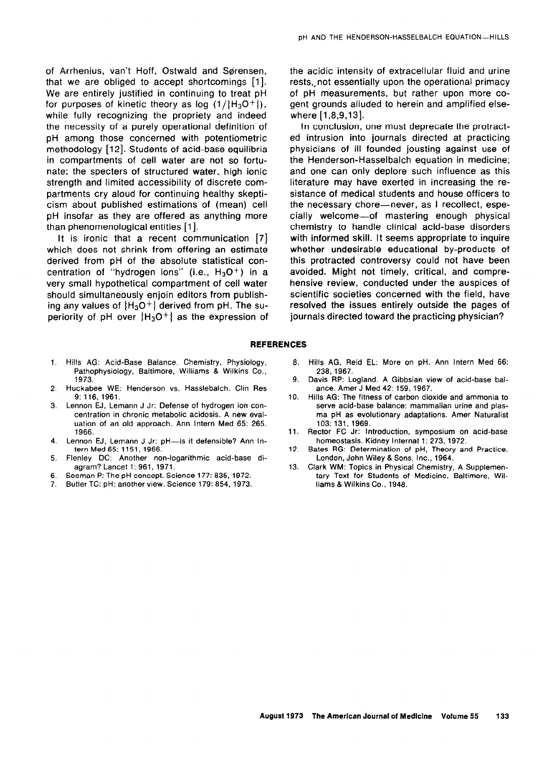of Arrhenius, van't Hoff, Ostwald and Sørensen, that we are obliged to accept shortcomings [1]. We are entirely justified in continuing to treat pH for purposes of kinetic theory as log $(1/\{H_3O^+\})$, while fully recognizing the propriety and indeed the necessity of a purely operational definition of pH among those concerned with potentiometric methodology [12]. Students of acid-base equilibria in compartments of cell water are not so fortunate; the specters of structured water, high ionic strength and limited accessibility of discrete compartments cry aloud for continuing healthy skepticism about published estimations of (mean) cell pH insofar as they are offered as anything more than phenomenological entities [1].

It is ironic that a recent communication [7] which does not shrink from offering an estimate derived from pH of the absolute statistical concentration of "hydrogen ions" (i.e., $H_3O^+$) in a very small hypothetical compartment of cell water should simultaneously enjoin editors from publishing any values of $\{H_3O^+\}$ derived from pH. The superiority of pH over $\{H_3O^+\}$ as the expression of the acidic intensity of extracellular fluid and urine rests, not essentially upon the operational primacy of pH measurements, but rather upon more cogent grounds alluded to herein and amplified elsewhere [1,8,9,13].

In conclusion, one must deprecate the protracted intrusion into journals directed at practicing physicians of ill founded jousting against use of the Henderson-Hasselbalch equation in medicine; and one can only deplore such influence as this literature may have exerted in increasing the resistance of medical students and house officers to the necessary chore—never, as I recollect, especially welcome—of mastering enough physical chemistry to handle clinical acid-base disorders with informed skill. It seems appropriate to inquire whether undesirable educational by-products of this protracted controversy could not have been avoided. Might not timely, critical, and comprehensive review, conducted under the auspices of scientific societies concerned with the field, have resolved the issues entirely outside the pages of journals directed toward the practicing physician?

## REFERENCES

1. Hills AG: Acid-Base Balance. Chemistry, Physiology, Pathophysiology, Baltimore, Williams & Wilkins Co., 1973.
2. Huckabee WE: Henderson vs. Hasslebalch. Clin Res 9: 116, 1961.
3. Lennon EJ, Lemann J Jr: Defense of hydrogen ion concentration in chronic metabolic acidosis. A new evaluation of an old approach. Ann Intern Med 65: 265, 1966.
4. Lennon EJ, Lemann J Jr: pH—is it defensible? Ann Intern Med 65: 1151, 1966.
5. Flenley DC: Another non-logarithmic acid-base diagram? Lancet 1: 961, 1971.
6. Seeman P: The pH concept. Science 177: 835, 1972.
7. Butler TC: pH: another view. Science 179: 854, 1973.
8. Hills AG, Reid EL: More on pH. Ann Intern Med 66: 238, 1967.
9. Davis RP: Logland. A Gibbsian view of acid-base balance. Amer J Med 42: 159, 1967.
10. Hills AG: The fitness of carbon dioxide and ammonia to serve acid-base balance: mammalian urine and plasma pH as evolutionary adaptations. Amer Naturalist 103: 131, 1969.
11. Rector FC Jr: Introduction, symposium on acid-base homeostasis. Kidney Internat 1: 273, 1972.
12. Bates RG: Determination of pH, Theory and Practice. London, John Wiley & Sons, Inc., 1964.
13. Clark WM: Topics in Physical Chemistry, A Supplementary Text for Students of Medicine, Baltimore, Williams & Wilkins Co., 1948.